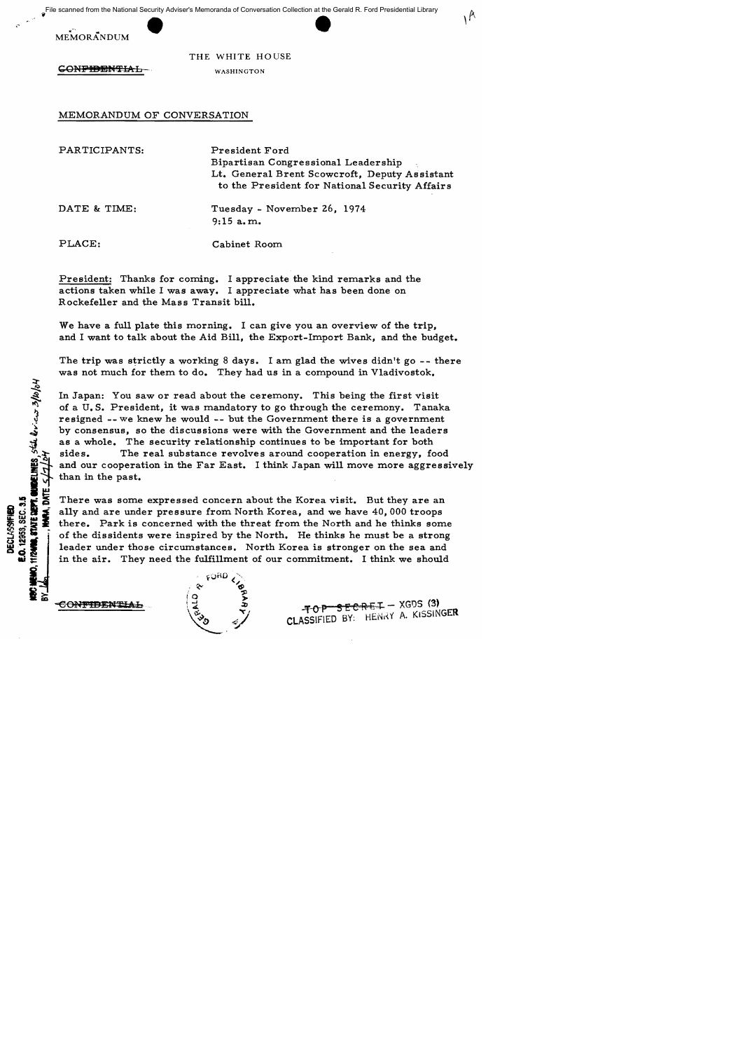MEMORANDUM

THE WHITE HOUSE

~~CONFIDENTIAL~~ WASHINGTON

MEMORANDUM OF CONVERSATION

PARTICIPANTS: President Ford
Bipartisan Congressional Leadership
Lt. General Brent Scowcroft, Deputy Assistant to the President for National Security Affairs

DATE & TIME: Tuesday - November 26, 1974
9:15 a.m.

PLACE: Cabinet Room

President: Thanks for coming. I appreciate the kind remarks and the actions taken while I was away. I appreciate what has been done on Rockefeller and the Mass Transit bill.

We have a full plate this morning. I can give you an overview of the trip, and I want to talk about the Aid Bill, the Export-Import Bank, and the budget.

The trip was strictly a working 8 days. I am glad the wives didn't go -- there was not much for them to do. They had us in a compound in Vladivostok.

In Japan: You saw or read about the ceremony. This being the first visit of a U.S. President, it was mandatory to go through the ceremony. Tanaka resigned -- we knew he would -- but the Government there is a government by consensus, so the discussions were with the Government and the leaders as a whole. The security relationship continues to be important for both sides. The real substance revolves around cooperation in energy, food and our cooperation in the Far East. I think Japan will move more aggressively than in the past.

There was some expressed concern about the Korea visit. But they are an ally and are under pressure from North Korea, and we have 40,000 troops there. Park is concerned with the threat from the North and he thinks some of the dissidents were inspired by the North. He thinks he must be a strong leader under those circumstances. North Korea is stronger on the sea and in the air. They need the fulfillment of our commitment. I think we should

~~CONFIDENTIAL~~

~~TOP SECRET~~ - XGDS (3)
CLASSIFIED BY: HENRY A. KISSINGER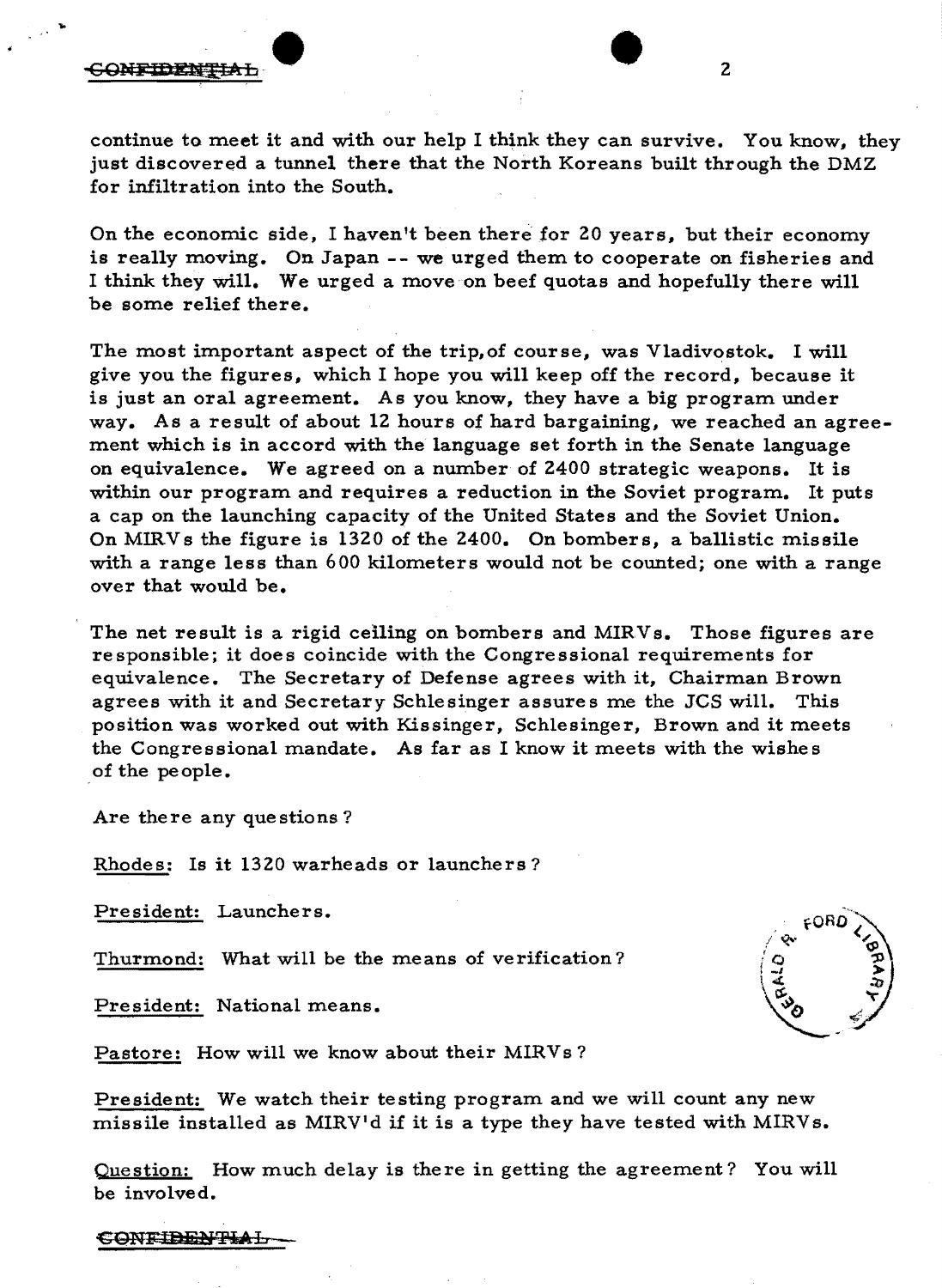continue to meet it and with our help I think they can survive. You know, they just discovered a tunnel there that the North Koreans built through the DMZ for infiltration into the South.

On the economic side, I haven't been there for 20 years, but their economy is really moving. On Japan -- we urged them to cooperate on fisheries and I think they will. We urged a move on beef quotas and hopefully there will be some relief there.

The most important aspect of the trip, of course, was Vladivostok. I will give you the figures, which I hope you will keep off the record, because it is just an oral agreement. As you know, they have a big program under way. As a result of about 12 hours of hard bargaining, we reached an agreement which is in accord with the language set forth in the Senate language on equivalence. We agreed on a number of 2400 strategic weapons. It is within our program and requires a reduction in the Soviet program. It puts a cap on the launching capacity of the United States and the Soviet Union. On MIRVs the figure is 1320 of the 2400. On bombers, a ballistic missile with a range less than 600 kilometers would not be counted; one with a range over that would be.

The net result is a rigid ceiling on bombers and MIRVs. Those figures are responsible; it does coincide with the Congressional requirements for equivalence. The Secretary of Defense agrees with it, Chairman Brown agrees with it and Secretary Schlesinger assures me the JCS will. This position was worked out with Kissinger, Schlesinger, Brown and it meets the Congressional mandate. As far as I know it meets with the wishes of the people.

Are there any questions?

Rhodes: Is it 1320 warheads or launchers?

President: Launchers.

Thurmond: What will be the means of verification?

President: National means.

Pastore: How will we know about their MIRVs?

President: We watch their testing program and we will count any new missile installed as MIRV'd if it is a type they have tested with MIRVs.

Question: How much delay is there in getting the agreement? You will be involved.

CONFIDENTIAL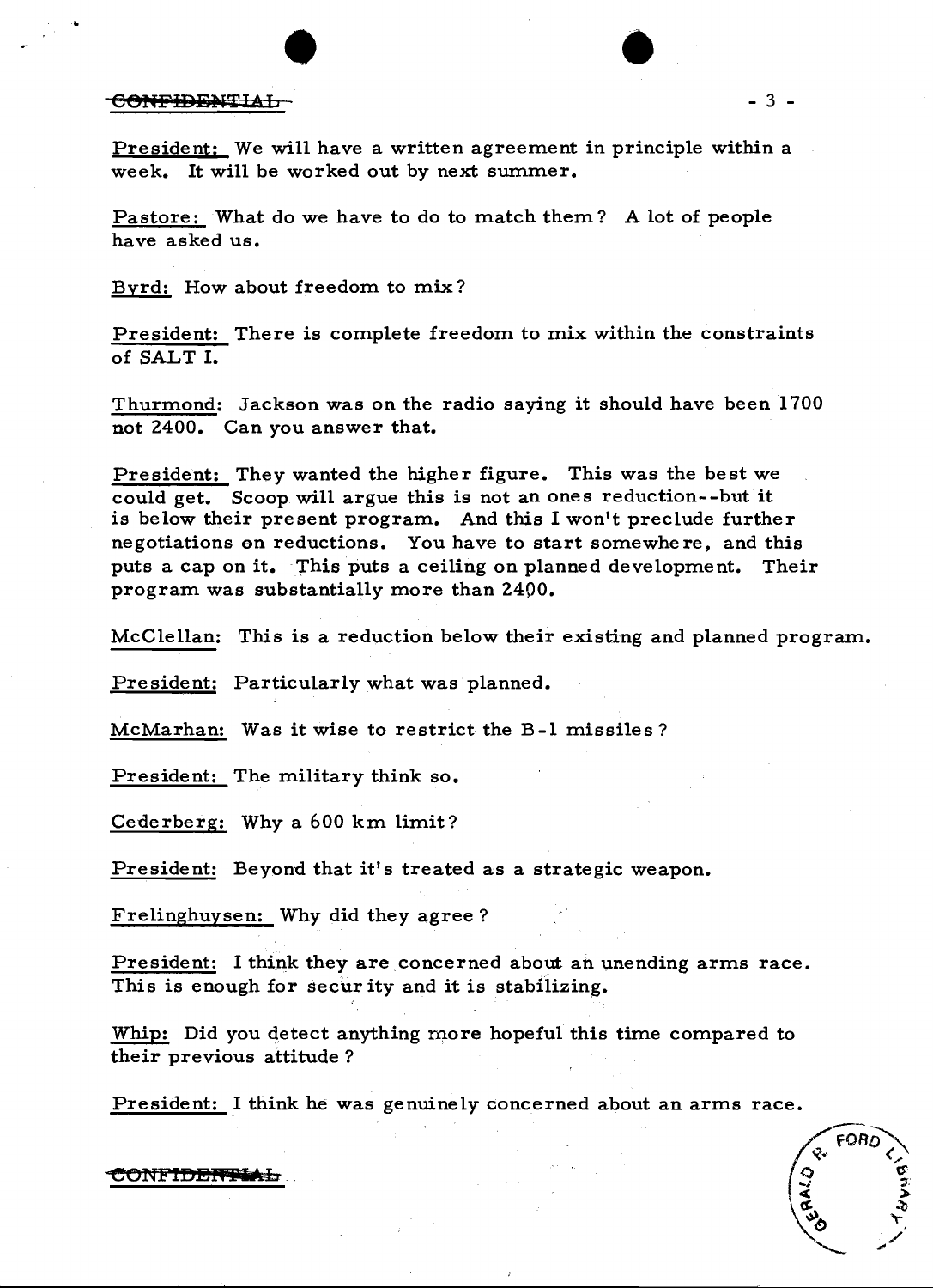President: We will have a written agreement in principle within a week. It will be worked out by next summer.

Pastore: What do we have to do to match them? A lot of people have asked us.

Byrd: How about freedom to mix?

President: There is complete freedom to mix within the constraints of SALT I.

Thurmond: Jackson was on the radio saying it should have been 1700 not 2400. Can you answer that.

President: They wanted the higher figure. This was the best we could get. Scoop will argue this is not an ones reduction--but it is below their present program. And this I won't preclude further negotiations on reductions. You have to start somewhere, and this puts a cap on it. This puts a ceiling on planned development. Their program was substantially more than 2400.

McClellan: This is a reduction below their existing and planned program.

President: Particularly what was planned.

McMarhan: Was it wise to restrict the B-1 missiles?

President: The military think so.

Cederberg: Why a 600 km limit?

President: Beyond that it's treated as a strategic weapon.

Frelinghuysen: Why did they agree?

President: I think they are concerned about an unending arms race. This is enough for security and it is stabilizing.

Whip: Did you detect anything more hopeful this time compared to their previous attitude?

President: I think he was genuinely concerned about an arms race.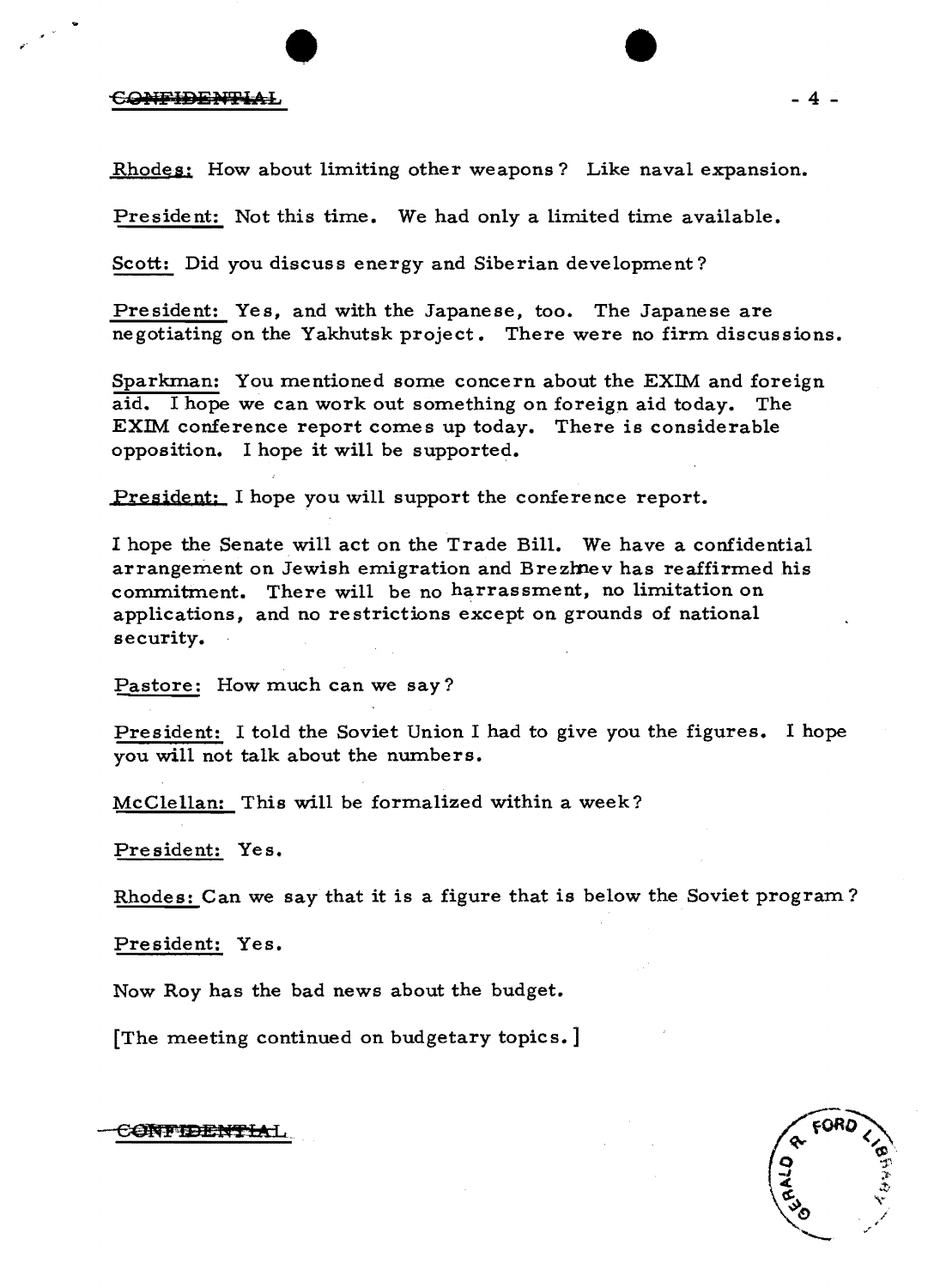Rhodes: How about limiting other weapons? Like naval expansion.

President: Not this time. We had only a limited time available.

Scott: Did you discuss energy and Siberian development?

President: Yes, and with the Japanese, too. The Japanese are negotiating on the Yakhutsk project. There were no firm discussions.

Sparkman: You mentioned some concern about the EXIM and foreign aid. I hope we can work out something on foreign aid today. The EXIM conference report comes up today. There is considerable opposition. I hope it will be supported.

President: I hope you will support the conference report.

I hope the Senate will act on the Trade Bill. We have a confidential arrangement on Jewish emigration and Brezhnev has reaffirmed his commitment. There will be no harrassment, no limitation on applications, and no restrictions except on grounds of national security.

Pastore: How much can we say?

President: I told the Soviet Union I had to give you the figures. I hope you will not talk about the numbers.

McClellan: This will be formalized within a week?

President: Yes.

Rhodes: Can we say that it is a figure that is below the Soviet program?

President: Yes.

Now Roy has the bad news about the budget.

[The meeting continued on budgetary topics.]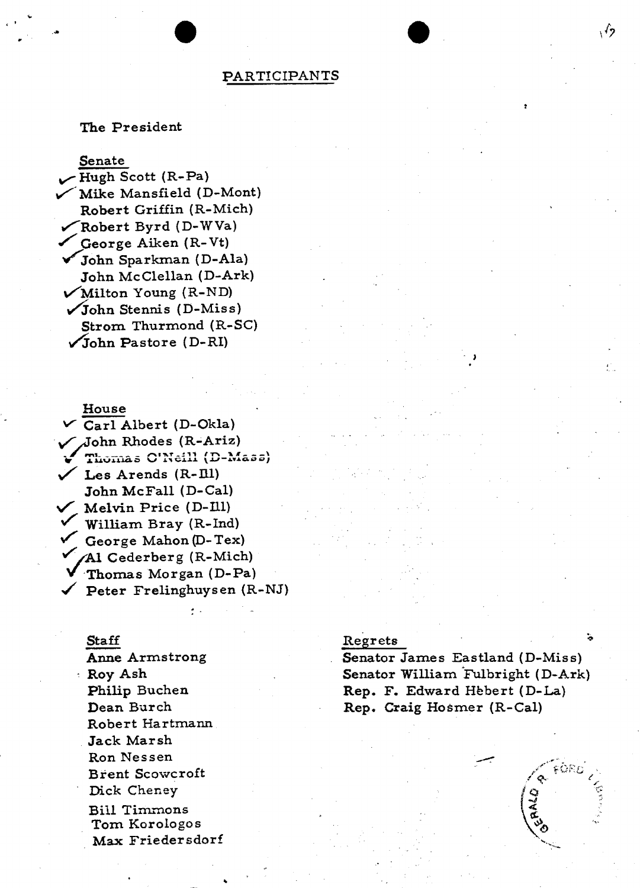## PARTICIPANTS

The President

**Senate**

- ✓ Hugh Scott (R-Pa)
- ✓ Mike Mansfield (D-Mont)
- Robert Griffin (R-Mich)
- ✓ Robert Byrd (D-WVa)
- ✓ George Aiken (R-Vt)
- ✓ John Sparkman (D-Ala)
- John McClellan (D-Ark)
- ✓ Milton Young (R-ND)
- ✓ John Stennis (D-Miss)
- Strom Thurmond (R-SC)
- ✓ John Pastore (D-RI)

**House**

- ✓ Carl Albert (D-Okla)
- ✓ John Rhodes (R-Ariz)
- ✓ Thomas O'Neill (D-Mass)
- ✓ Les Arends (R-Ill)
- John McFall (D-Cal)
- ✓ Melvin Price (D-Ill)
- ✓ William Bray (R-Ind)
- ✓ George Mahon (D-Tex)
- ✓ Al Cederberg (R-Mich)
- ✓ Thomas Morgan (D-Pa)
- ✓ Peter Frelinghuysen (R-NJ)

**Staff**

- Anne Armstrong
- Roy Ash
- Philip Buchen
- Dean Burch
- Robert Hartmann
- Jack Marsh
- Ron Nessen
- Brent Scowcroft
- Dick Cheney
- Bill Timmons
- Tom Korologos
- Max Friedersdorf

**Regrets**

- Senator James Eastland (D-Miss)
- Senator William Fulbright (D-Ark)
- Rep. F. Edward Hébert (D-La)
- Rep. Craig Hosmer (R-Cal)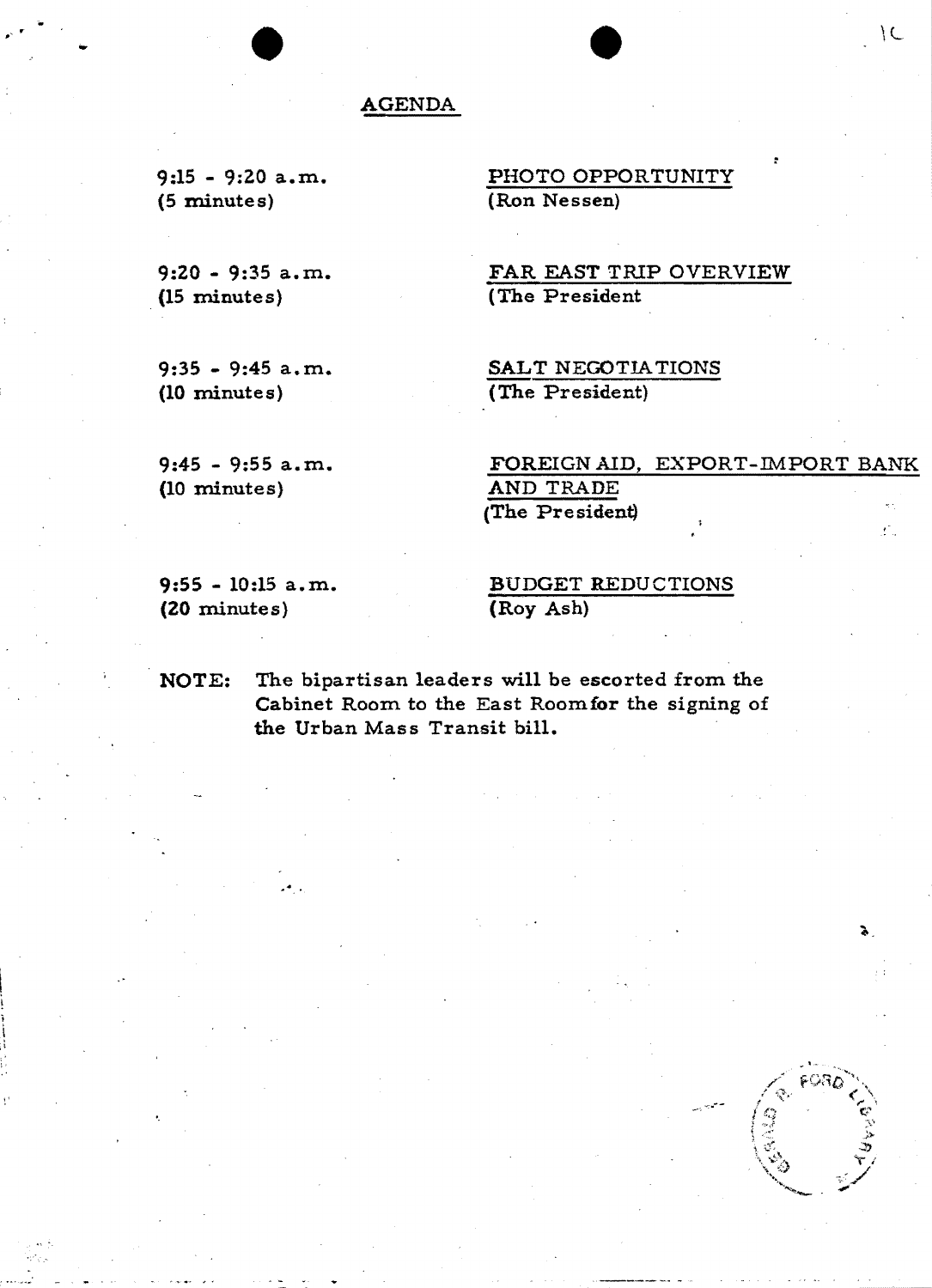# AGENDA

| | |
|---|---|
| 9:15 - 9:20 a.m. (5 minutes) | PHOTO OPPORTUNITY (Ron Nessen) |
| 9:20 - 9:35 a.m. (15 minutes) | FAR EAST TRIP OVERVIEW (The President |
| 9:35 - 9:45 a.m. (10 minutes) | SALT NEGOTIATIONS (The President) |
| 9:45 - 9:55 a.m. (10 minutes) | FOREIGN AID, EXPORT-IMPORT BANK AND TRADE (The President) |
| 9:55 - 10:15 a.m. (20 minutes) | BUDGET REDUCTIONS (Roy Ash) |

**NOTE:** The bipartisan leaders will be escorted from the Cabinet Room to the East Room for the signing of the Urban Mass Transit bill.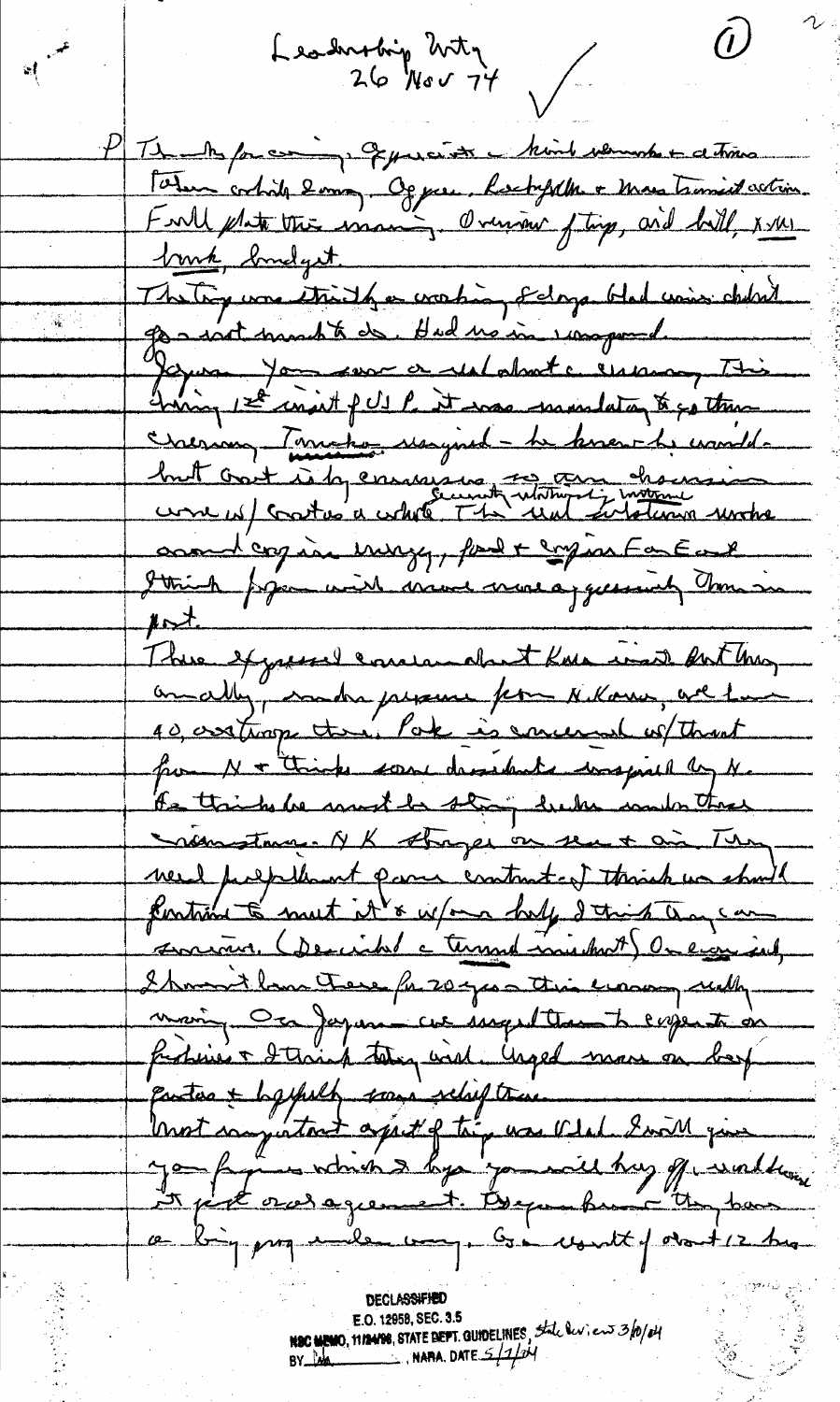Leadership Mtg
26 Nov 74

P Thanks for coming. Appreciate the kind remarks & actions taken while gone. Appreciate Rockefeller & Mass transit action. Full plate this morning. Overview of trip, aid bill, Ex-Im bank, budget.

The trip was strictly a working 8 days. Had wives didn't go - not much to do. Had us in compound.

Japan - You saw a lot about the economy. This being 1st visit of US P, it was mandatory to go there. Cheering. Tanaka resigned - he knew he would - but govt is by consensus, so am hopeful security relationship will continue over w/ whoever is chosen. The real solution revolves around cooperation in energy, food & cooperation in Far East. I think Japan will move more aggressively than in past.

There expressed concern about Korea visit but they are really, under pressure from N. Korea, we have 40,000 troops there. Park is concerned w/ threat from N & thinks some dissidents inspired by N. He thinks he must be strong under these circumstances. N K stronger on sea & air. They need fulfillment of our commitments. I think we should continue to meet it & w/ our help, I think they can survive. (Described a tunnel incident) On economic, I haven't been there for 20 yrs - their economy really moving. On Japan - we urged them to cooperate on fisheries & I think they will. Urged more on beef quotas & hopefully some relief there.

Most important aspect of trip was Vlad. I will give you figures which I hope you will keep off record because it's just oral agreement. Before known they have a big program underway. Got a result of about 12 hrs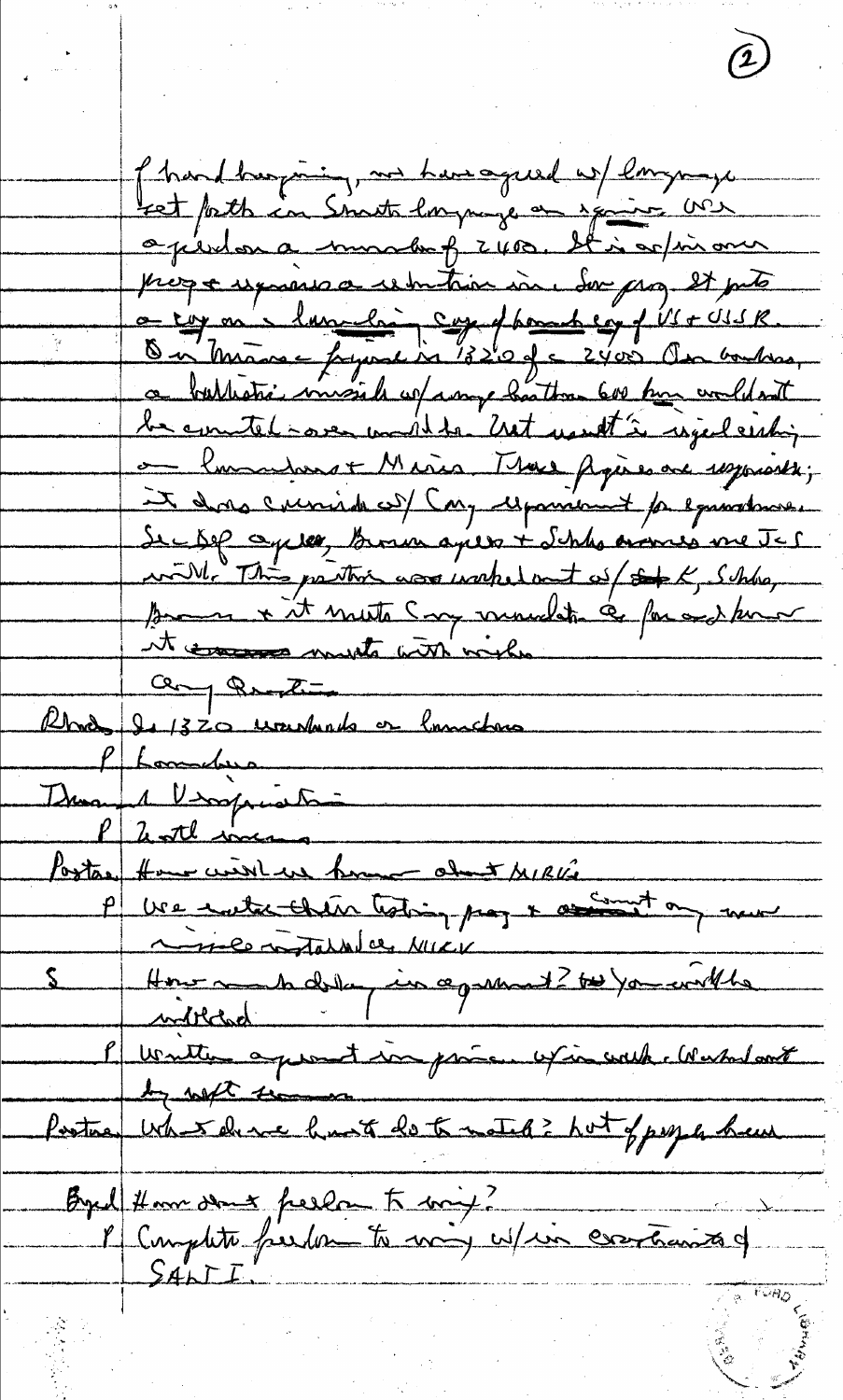of hard bargaining, we have agreed w/ language set forth in Soviet language or ignoring. We agreed on a number of 2400. It is w/in our prog & requires a reduction in Sov prog. It puts a cap on a launching cap of launch cap of US & USSR. On Minuteman figure is 1320 of the 2400. On bombers, a ballistic missile w/ range less than 600 km would not be counted—one would be. That would be significant on launchers & Mirvs. These figures are reasonable; it does coincide w/ Cong requirement for equivalence. Sec Def agrees, Brown agrees & Schles assures me JCS will. This position was worked out w/ K, Schles, Brown & it meets Cong mandate as far as I know it meets with wishes.

Any Questions

Rhodes  Is 1320 warheads or launchers

P  Launchers

Thurm  1 V verification

P  National means

Pastore  How will we know about MIRVs

P  We watch their testing prog & count any new missile installed as MIRV

S  How much delay in agreement? Do you with the withhold

P  Written agreement in principle w/in week. Worked out by next summer

Pastore  What do we have to do to match? Lot of people have

Byrd  How about freedom to mix?

P  Complete freedom to mix w/in constraints of SALT I.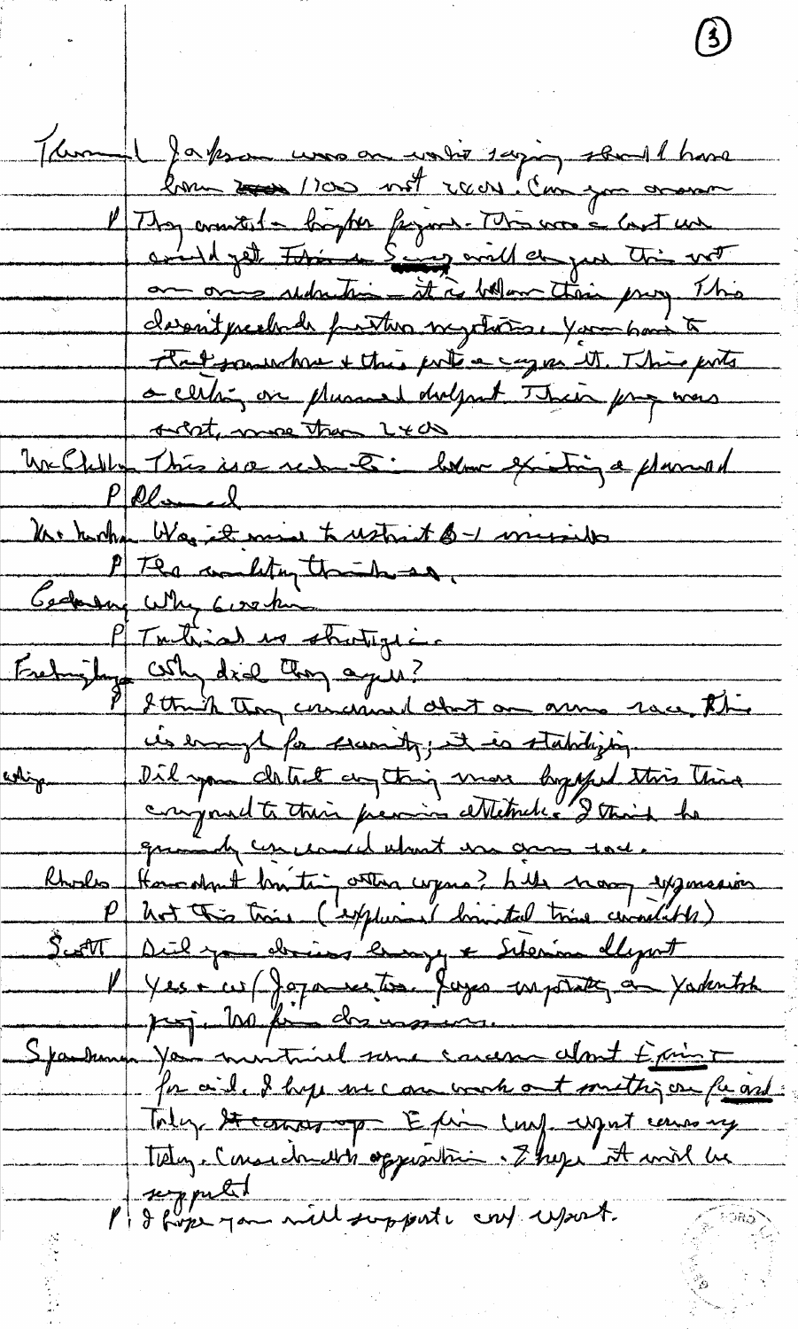Thurmond  Jackson was on radio saying should have been ~~1100~~ 1100 not 2400. Can you answer

P  They wanted a higher figure. This was a best we could get. Fitting Soviets will change their not an arms reduction — it is below their prog. This doesn't preclude further negotiations. You have to start somewhere & this puts a cap on it. This puts a ceiling on planned deployment. Their prog was over, more than 2400

McClellan  This is a reduction below existing & planned

P  Planned

Mr. Mahon  Was it wise to restrict B-1 missile

P  The military think so.

Cederberg  Why Cruise—

P  Tactical vs strategic.

Frelinghuysen  Why did they agree?

P  I think they concerned about an arms race. This is enough for security; it is stabilizing.

whip  Did you detect anything more hopeful this time compared to their previous attitude. I think he genuinely concerned about an arms race.

Rhodes  How about limiting other weapons? Like navy expansion

P  Not this time (explained limited time available)

Scott  Did you discuss energy & Siberian development

P  Yes & w/ Japanese too. Japan especially on Yakutsk proj. No firm discussions.

Sparkman  You mentioned some concern about Ex-Im for oil. I hope we can work out something on the aid. Today ~~it comes up~~ Ex-Im conf. report comes up today. Considerable opposition. I hope it will be supported.

P  I hope you will support conf. report.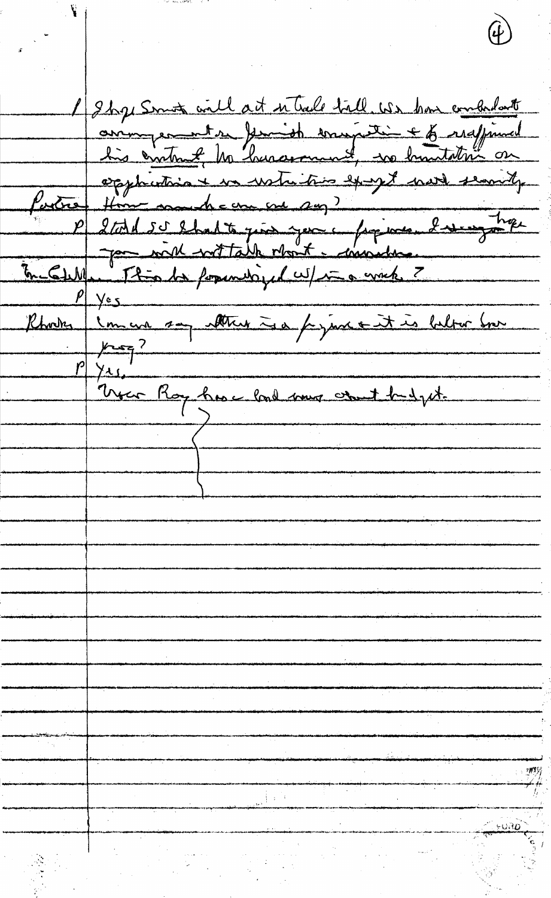I hope Scoop will act on trade bill. We have concluded arrangement re Jewish emigration & B reaffirmed his contract. No harassment, no limitation on application & no restrictions except nat'l security.

Pastore: How much can we say?

P: I told SC I had to give you ... I strongly hope you will not talk about numbers.

McGee: This be formalized w/in a week?

P: Yes

Rhodes: Can we say there is a figure & it is better than prog?

P: Yes.

Now Roy has a brief run about budget.